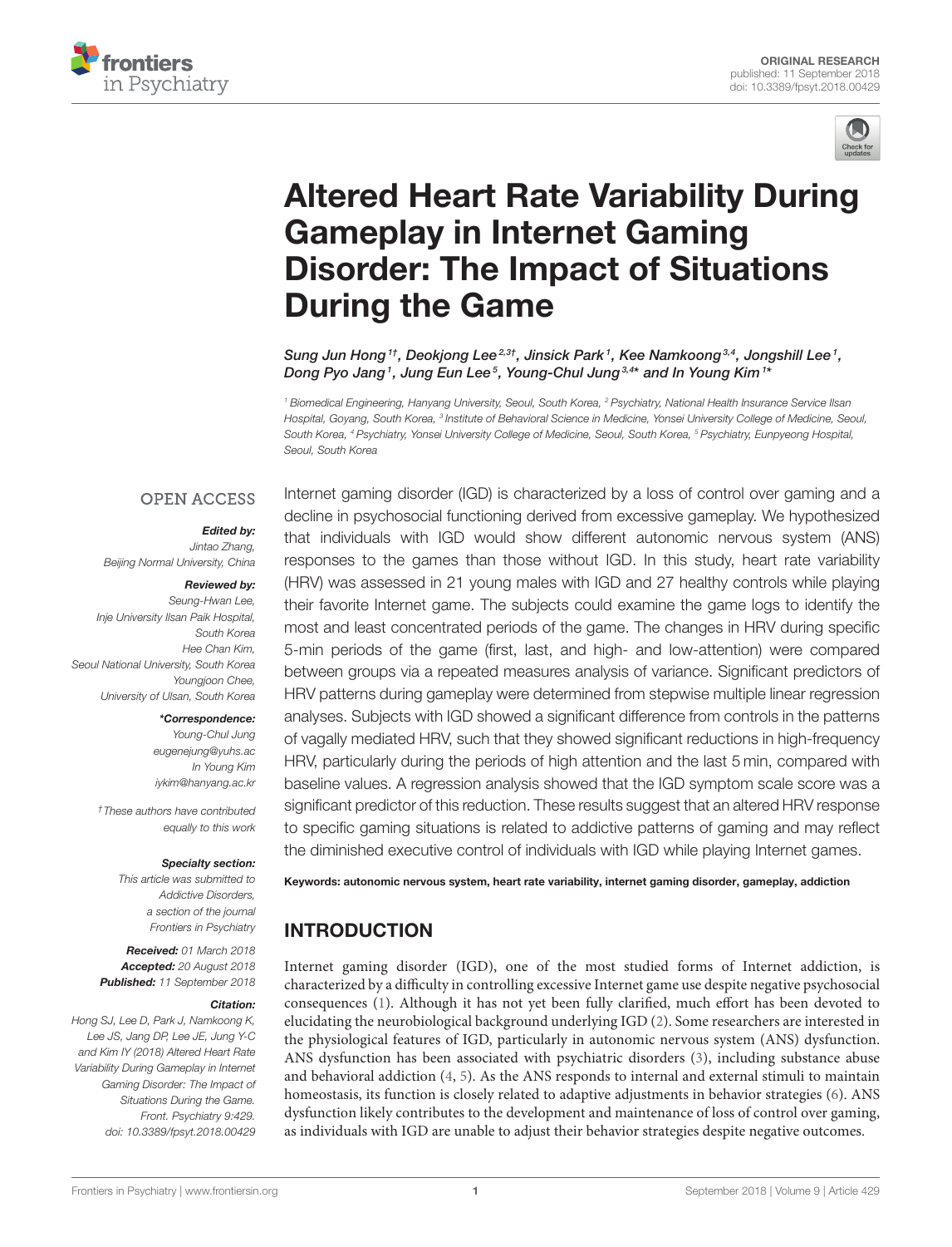ORIGINAL RESEARCH
published: 11 September 2018
doi: 10.3389/fpsyt.2018.00429

# Altered Heart Rate Variability During Gameplay in Internet Gaming Disorder: The Impact of Situations During the Game

*Sung Jun Hong[1†], Deokjong Lee[2,3†], Jinsick Park[1], Kee Namkoong[3,4], Jongshill Lee[1], Dong Pyo Jang[1], Jung Eun Lee[5], Young-Chul Jung[3,4]* and In Young Kim[1]**

[1] Biomedical Engineering, Hanyang University, Seoul, South Korea, [2] Psychiatry, National Health Insurance Service Ilsan Hospital, Goyang, South Korea, [3] Institute of Behavioral Science in Medicine, Yonsei University College of Medicine, Seoul, South Korea, [4] Psychiatry, Yonsei University College of Medicine, Seoul, South Korea, [5] Psychiatry, Eunpyeong Hospital, Seoul, South Korea

OPEN ACCESS

***Edited by:***
*Jintao Zhang,*
*Beijing Normal University, China*

***Reviewed by:***
*Seung-Hwan Lee,*
*Inje University Ilsan Paik Hospital, South Korea*
*Hee Chan Kim,*
*Seoul National University, South Korea*
*Youngjoon Chee,*
*University of Ulsan, South Korea*

***\*Correspondence:***
*Young-Chul Jung*
*eugenejung@yuhs.ac*
*In Young Kim*
*iykim@hanyang.ac.kr*

*† These authors have contributed equally to this work*

***Specialty section:***
*This article was submitted to Addictive Disorders, a section of the journal Frontiers in Psychiatry*

***Received:*** *01 March 2018*
***Accepted:*** *20 August 2018*
***Published:*** *11 September 2018*

***Citation:***
*Hong SJ, Lee D, Park J, Namkoong K, Lee JS, Jang DP, Lee JE, Jung Y-C and Kim IY (2018) Altered Heart Rate Variability During Gameplay in Internet Gaming Disorder: The Impact of Situations During the Game. Front. Psychiatry 9:429. doi: 10.3389/fpsyt.2018.00429*

Internet gaming disorder (IGD) is characterized by a loss of control over gaming and a decline in psychosocial functioning derived from excessive gameplay. We hypothesized that individuals with IGD would show different autonomic nervous system (ANS) responses to the games than those without IGD. In this study, heart rate variability (HRV) was assessed in 21 young males with IGD and 27 healthy controls while playing their favorite Internet game. The subjects could examine the game logs to identify the most and least concentrated periods of the game. The changes in HRV during specific 5-min periods of the game (first, last, and high- and low-attention) were compared between groups via a repeated measures analysis of variance. Significant predictors of HRV patterns during gameplay were determined from stepwise multiple linear regression analyses. Subjects with IGD showed a significant difference from controls in the patterns of vagally mediated HRV, such that they showed significant reductions in high-frequency HRV, particularly during the periods of high attention and the last 5 min, compared with baseline values. A regression analysis showed that the IGD symptom scale score was a significant predictor of this reduction. These results suggest that an altered HRV response to specific gaming situations is related to addictive patterns of gaming and may reflect the diminished executive control of individuals with IGD while playing Internet games.

**Keywords: autonomic nervous system, heart rate variability, internet gaming disorder, gameplay, addiction**

## INTRODUCTION

Internet gaming disorder (IGD), one of the most studied forms of Internet addiction, is characterized by a difficulty in controlling excessive Internet game use despite negative psychosocial consequences (1). Although it has not yet been fully clarified, much effort has been devoted to elucidating the neurobiological background underlying IGD (2). Some researchers are interested in the physiological features of IGD, particularly in autonomic nervous system (ANS) dysfunction. ANS dysfunction has been associated with psychiatric disorders (3), including substance abuse and behavioral addiction (4, 5). As the ANS responds to internal and external stimuli to maintain homeostasis, its function is closely related to adaptive adjustments in behavior strategies (6). ANS dysfunction likely contributes to the development and maintenance of loss of control over gaming, as individuals with IGD are unable to adjust their behavior strategies despite negative outcomes.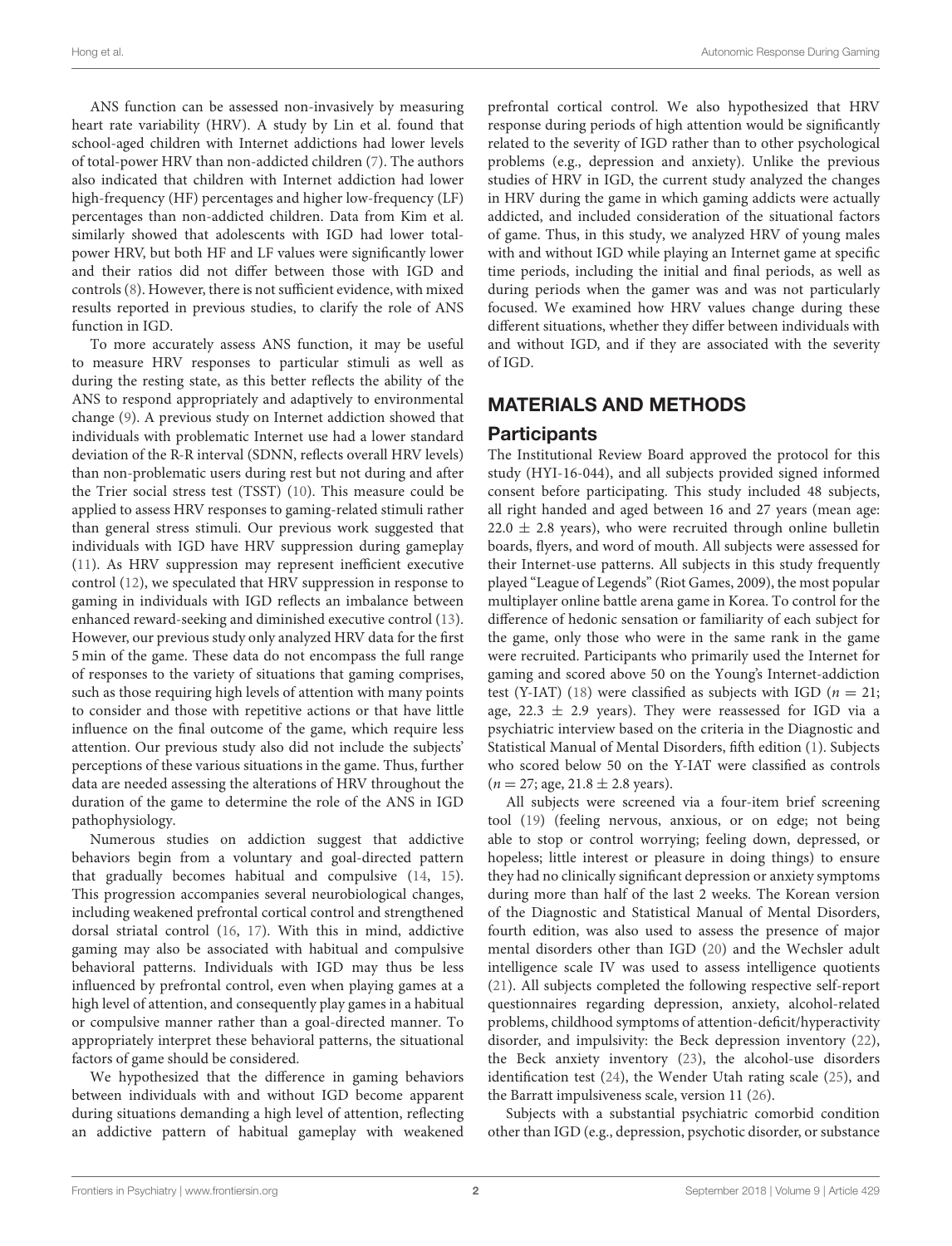ANS function can be assessed non-invasively by measuring heart rate variability (HRV). A study by Lin et al. found that school-aged children with Internet addictions had lower levels of total-power HRV than non-addicted children (7). The authors also indicated that children with Internet addiction had lower high-frequency (HF) percentages and higher low-frequency (LF) percentages than non-addicted children. Data from Kim et al. similarly showed that adolescents with IGD had lower total-power HRV, but both HF and LF values were significantly lower and their ratios did not differ between those with IGD and controls (8). However, there is not sufficient evidence, with mixed results reported in previous studies, to clarify the role of ANS function in IGD.

To more accurately assess ANS function, it may be useful to measure HRV responses to particular stimuli as well as during the resting state, as this better reflects the ability of the ANS to respond appropriately and adaptively to environmental change (9). A previous study on Internet addiction showed that individuals with problematic Internet use had a lower standard deviation of the R-R interval (SDNN, reflects overall HRV levels) than non-problematic users during rest but not during and after the Trier social stress test (TSST) (10). This measure could be applied to assess HRV responses to gaming-related stimuli rather than general stress stimuli. Our previous work suggested that individuals with IGD have HRV suppression during gameplay (11). As HRV suppression may represent inefficient executive control (12), we speculated that HRV suppression in response to gaming in individuals with IGD reflects an imbalance between enhanced reward-seeking and diminished executive control (13). However, our previous study only analyzed HRV data for the first 5 min of the game. These data do not encompass the full range of responses to the variety of situations that gaming comprises, such as those requiring high levels of attention with many points to consider and those with repetitive actions or that have little influence on the final outcome of the game, which require less attention. Our previous study also did not include the subjects' perceptions of these various situations in the game. Thus, further data are needed assessing the alterations of HRV throughout the duration of the game to determine the role of the ANS in IGD pathophysiology.

Numerous studies on addiction suggest that addictive behaviors begin from a voluntary and goal-directed pattern that gradually becomes habitual and compulsive (14, 15). This progression accompanies several neurobiological changes, including weakened prefrontal cortical control and strengthened dorsal striatal control (16, 17). With this in mind, addictive gaming may also be associated with habitual and compulsive behavioral patterns. Individuals with IGD may thus be less influenced by prefrontal control, even when playing games at a high level of attention, and consequently play games in a habitual or compulsive manner rather than a goal-directed manner. To appropriately interpret these behavioral patterns, the situational factors of game should be considered.

We hypothesized that the difference in gaming behaviors between individuals with and without IGD become apparent during situations demanding a high level of attention, reflecting an addictive pattern of habitual gameplay with weakened prefrontal cortical control. We also hypothesized that HRV response during periods of high attention would be significantly related to the severity of IGD rather than to other psychological problems (e.g., depression and anxiety). Unlike the previous studies of HRV in IGD, the current study analyzed the changes in HRV during the game in which gaming addicts were actually addicted, and included consideration of the situational factors of game. Thus, in this study, we analyzed HRV of young males with and without IGD while playing an Internet game at specific time periods, including the initial and final periods, as well as during periods when the gamer was and was not particularly focused. We examined how HRV values change during these different situations, whether they differ between individuals with and without IGD, and if they are associated with the severity of IGD.

## MATERIALS AND METHODS

### Participants

The Institutional Review Board approved the protocol for this study (HYI-16-044), and all subjects provided signed informed consent before participating. This study included 48 subjects, all right handed and aged between 16 and 27 years (mean age: $22.0 \pm 2.8$ years), who were recruited through online bulletin boards, flyers, and word of mouth. All subjects were assessed for their Internet-use patterns. All subjects in this study frequently played "League of Legends" (Riot Games, 2009), the most popular multiplayer online battle arena game in Korea. To control for the difference of hedonic sensation or familiarity of each subject for the game, only those who were in the same rank in the game were recruited. Participants who primarily used the Internet for gaming and scored above 50 on the Young's Internet-addiction test (Y-IAT) (18) were classified as subjects with IGD ($n = 21$; age, $22.3 \pm 2.9$ years). They were reassessed for IGD via a psychiatric interview based on the criteria in the Diagnostic and Statistical Manual of Mental Disorders, fifth edition (1). Subjects who scored below 50 on the Y-IAT were classified as controls ($n = 27$; age, $21.8 \pm 2.8$ years).

All subjects were screened via a four-item brief screening tool (19) (feeling nervous, anxious, or on edge; not being able to stop or control worrying; feeling down, depressed, or hopeless; little interest or pleasure in doing things) to ensure they had no clinically significant depression or anxiety symptoms during more than half of the last 2 weeks. The Korean version of the Diagnostic and Statistical Manual of Mental Disorders, fourth edition, was also used to assess the presence of major mental disorders other than IGD (20) and the Wechsler adult intelligence scale IV was used to assess intelligence quotients (21). All subjects completed the following respective self-report questionnaires regarding depression, anxiety, alcohol-related problems, childhood symptoms of attention-deficit/hyperactivity disorder, and impulsivity: the Beck depression inventory (22), the Beck anxiety inventory (23), the alcohol-use disorders identification test (24), the Wender Utah rating scale (25), and the Barratt impulsiveness scale, version 11 (26).

Subjects with a substantial psychiatric comorbid condition other than IGD (e.g., depression, psychotic disorder, or substance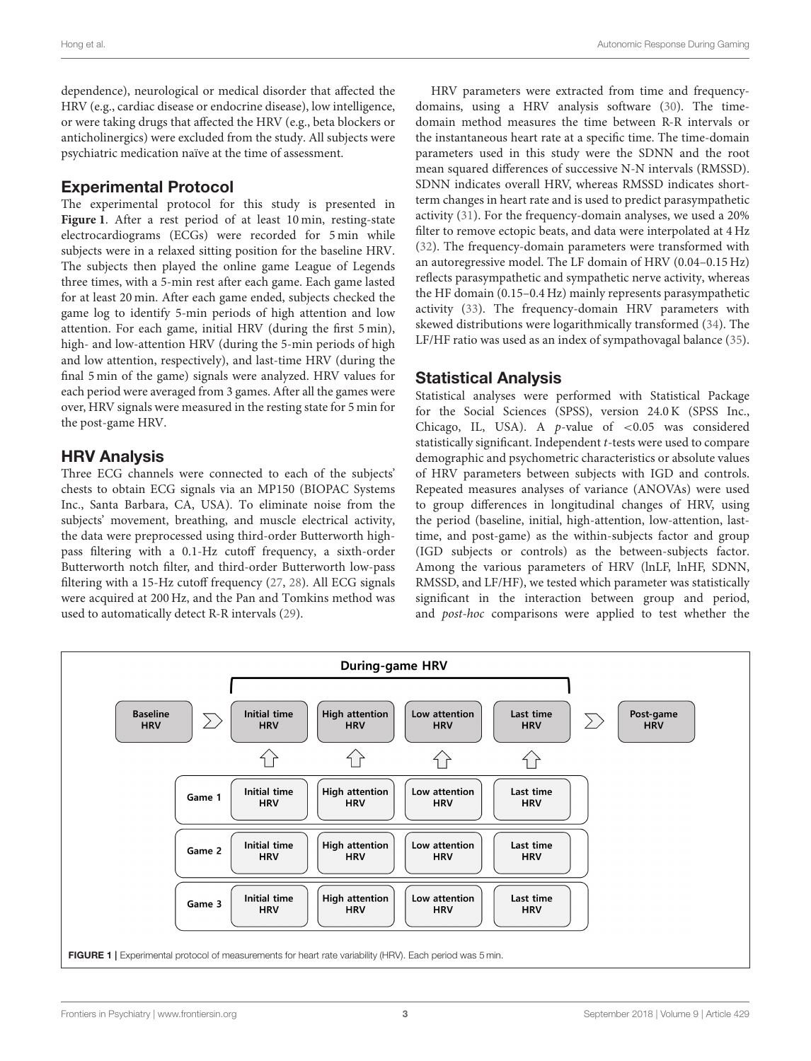dependence), neurological or medical disorder that affected the HRV (e.g., cardiac disease or endocrine disease), low intelligence, or were taking drugs that affected the HRV (e.g., beta blockers or anticholinergics) were excluded from the study. All subjects were psychiatric medication naïve at the time of assessment.

## Experimental Protocol

The experimental protocol for this study is presented in **Figure 1**. After a rest period of at least 10 min, resting-state electrocardiograms (ECGs) were recorded for 5 min while subjects were in a relaxed sitting position for the baseline HRV. The subjects then played the online game League of Legends three times, with a 5-min rest after each game. Each game lasted for at least 20 min. After each game ended, subjects checked the game log to identify 5-min periods of high attention and low attention. For each game, initial HRV (during the first 5 min), high- and low-attention HRV (during the 5-min periods of high and low attention, respectively), and last-time HRV (during the final 5 min of the game) signals were analyzed. HRV values for each period were averaged from 3 games. After all the games were over, HRV signals were measured in the resting state for 5 min for the post-game HRV.

## HRV Analysis

Three ECG channels were connected to each of the subjects' chests to obtain ECG signals via an MP150 (BIOPAC Systems Inc., Santa Barbara, CA, USA). To eliminate noise from the subjects' movement, breathing, and muscle electrical activity, the data were preprocessed using third-order Butterworth high-pass filtering with a 0.1-Hz cutoff frequency, a sixth-order Butterworth notch filter, and third-order Butterworth low-pass filtering with a 15-Hz cutoff frequency (27, 28). All ECG signals were acquired at 200 Hz, and the Pan and Tomkins method was used to automatically detect R-R intervals (29).

HRV parameters were extracted from time and frequency-domains, using a HRV analysis software (30). The time-domain method measures the time between R-R intervals or the instantaneous heart rate at a specific time. The time-domain parameters used in this study were the SDNN and the root mean squared differences of successive N-N intervals (RMSSD). SDNN indicates overall HRV, whereas RMSSD indicates short-term changes in heart rate and is used to predict parasympathetic activity (31). For the frequency-domain analyses, we used a 20% filter to remove ectopic beats, and data were interpolated at 4 Hz (32). The frequency-domain parameters were transformed with an autoregressive model. The LF domain of HRV (0.04–0.15 Hz) reflects parasympathetic and sympathetic nerve activity, whereas the HF domain (0.15–0.4 Hz) mainly represents parasympathetic activity (33). The frequency-domain HRV parameters with skewed distributions were logarithmically transformed (34). The LF/HF ratio was used as an index of sympathovagal balance (35).

## Statistical Analysis

Statistical analyses were performed with Statistical Package for the Social Sciences (SPSS), version 24.0 K (SPSS Inc., Chicago, IL, USA). A *p*-value of $<0.05$ was considered statistically significant. Independent *t*-tests were used to compare demographic and psychometric characteristics or absolute values of HRV parameters between subjects with IGD and controls. Repeated measures analyses of variance (ANOVAs) were used to group differences in longitudinal changes of HRV, using the period (baseline, initial, high-attention, low-attention, last-time, and post-game) as the within-subjects factor and group (IGD subjects or controls) as the between-subjects factor. Among the various parameters of HRV (lnLF, lnHF, SDNN, RMSSD, and LF/HF), we tested which parameter was statistically significant in the interaction between group and period, and *post-hoc* comparisons were applied to test whether the

**During-game HRV**

Baseline HRV → [Initial time HRV | High attention HRV | Low attention HRV | Last time HRV] → Post-game HRV

| | | | | |
|---|---|---|---|---|
| Game 1 | Initial time HRV | High attention HRV | Low attention HRV | Last time HRV |
| Game 2 | Initial time HRV | High attention HRV | Low attention HRV | Last time HRV |
| Game 3 | Initial time HRV | High attention HRV | Low attention HRV | Last time HRV |

**FIGURE 1** | Experimental protocol of measurements for heart rate variability (HRV). Each period was 5 min.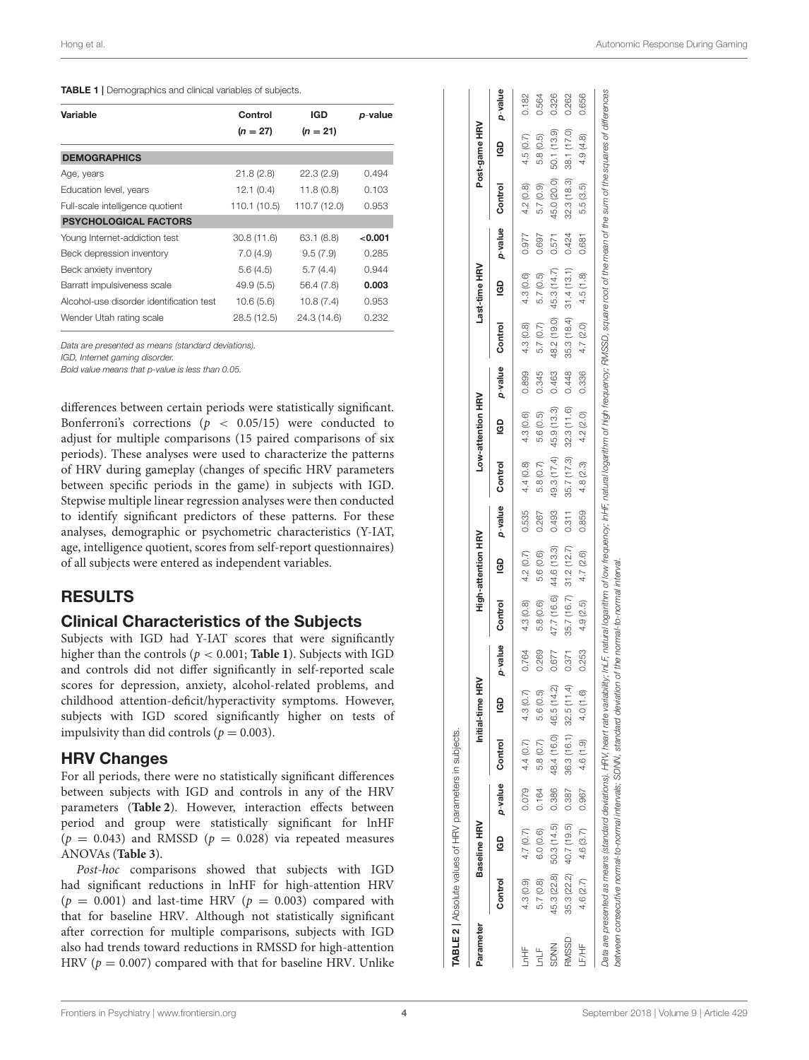**TABLE 1 |** Demographics and clinical variables of subjects.

| Variable | Control ($n = 27$) | IGD ($n = 21$) | *p*-value |
|---|---|---|---|
| **DEMOGRAPHICS** | | | |
| Age, years | 21.8 (2.8) | 22.3 (2.9) | 0.494 |
| Education level, years | 12.1 (0.4) | 11.8 (0.8) | 0.103 |
| Full-scale intelligence quotient | 110.1 (10.5) | 110.7 (12.0) | 0.953 |
| **PSYCHOLOGICAL FACTORS** | | | |
| Young Internet-addiction test | 30.8 (11.6) | 63.1 (8.8) | **<0.001** |
| Beck depression inventory | 7.0 (4.9) | 9.5 (7.9) | 0.285 |
| Beck anxiety inventory | 5.6 (4.5) | 5.7 (4.4) | 0.944 |
| Barratt impulsiveness scale | 49.9 (5.5) | 56.4 (7.8) | **0.003** |
| Alcohol-use disorder identification test | 10.6 (5.6) | 10.8 (7.4) | 0.953 |
| Wender Utah rating scale | 28.5 (12.5) | 24.3 (14.6) | 0.232 |

*Data are presented as means (standard deviations).*
*IGD, Internet gaming disorder.*
*Bold value means that p-value is less than 0.05.*

differences between certain periods were statistically significant. Bonferroni's corrections ($p < 0.05/15$) were conducted to adjust for multiple comparisons (15 paired comparisons of six periods). These analyses were used to characterize the patterns of HRV during gameplay (changes of specific HRV parameters between specific periods in the game) in subjects with IGD. Stepwise multiple linear regression analyses were then conducted to identify significant predictors of these patterns. For these analyses, demographic or psychometric characteristics (Y-IAT, age, intelligence quotient, scores from self-report questionnaires) of all subjects were entered as independent variables.

## RESULTS

### Clinical Characteristics of the Subjects

Subjects with IGD had Y-IAT scores that were significantly higher than the controls ($p < 0.001$; **Table 1**). Subjects with IGD and controls did not differ significantly in self-reported scale scores for depression, anxiety, alcohol-related problems, and childhood attention-deficit/hyperactivity symptoms. However, subjects with IGD scored significantly higher on tests of impulsivity than did controls ($p = 0.003$).

### HRV Changes

For all periods, there were no statistically significant differences between subjects with IGD and controls in any of the HRV parameters (**Table 2**). However, interaction effects between period and group were statistically significant for lnHF ($p = 0.043$) and RMSSD ($p = 0.028$) via repeated measures ANOVAs (**Table 3**).

*Post-hoc* comparisons showed that subjects with IGD had significant reductions in lnHF for high-attention HRV ($p = 0.001$) and last-time HRV ($p = 0.003$) compared with that for baseline HRV. Although not statistically significant after correction for multiple comparisons, subjects with IGD also had trends toward reductions in RMSSD for high-attention HRV ($p = 0.007$) compared with that for baseline HRV. Unlike

**TABLE 2 |** Absolute values of HRV parameters in subjects.

| Parameter | Baseline HRV | | | Initial-time HRV | | | High-attention HRV | | | Low-attention HRV | | | Last-time HRV | | | Post-game HRV | | |
|---|---|---|---|---|---|---|---|---|---|---|---|---|---|---|---|---|---|---|
| | Control | IGD | *p*-value | Control | IGD | *p*-value | Control | IGD | *p*-value | Control | IGD | *p*-value | Control | IGD | *p*-value | Control | IGD | *p*-value |
| LnHF | 4.3 (0.9) | 4.7 (0.7) | 0.079 | 4.4 (0.7) | 4.3 (0.7) | 0.764 | 4.3 (0.8) | 4.2 (0.7) | 0.535 | 4.4 (0.8) | 4.3 (0.6) | 0.899 | 4.3 (0.8) | 4.3 (0.6) | 0.977 | 4.2 (0.8) | 4.5 (0.7) | 0.182 |
| LnLF | 5.7 (0.8) | 6.0 (0.6) | 0.164 | 5.8 (0.7) | 5.6 (0.5) | 0.269 | 5.8 (0.6) | 5.6 (0.6) | 0.267 | 5.8 (0.7) | 5.6 (0.5) | 0.345 | 5.7 (0.7) | 5.7 (0.5) | 0.697 | 5.7 (0.9) | 5.8 (0.5) | 0.564 |
| SDNN | 45.3 (22.8) | 50.3 (14.5) | 0.386 | 48.4 (16.0) | 46.5 (14.2) | 0.677 | 47.7 (16.6) | 44.6 (13.3) | 0.493 | 49.3 (17.4) | 45.9 (13.3) | 0.463 | 48.2 (19.0) | 45.3 (14.7) | 0.571 | 45.0 (20.0) | 50.1 (13.9) | 0.326 |
| RMSSD | 35.3 (22.2) | 40.7 (19.5) | 0.387 | 36.3 (16.1) | 32.5 (11.4) | 0.371 | 35.7 (16.7) | 31.2 (12.7) | 0.311 | 35.7 (17.3) | 32.3 (11.6) | 0.448 | 35.3 (18.4) | 31.4 (13.1) | 0.424 | 32.3 (18.3) | 38.1 (17.0) | 0.262 |
| LF/HF | 4.6 (2.7) | 4.6 (3.7) | 0.967 | 4.6 (1.9) | 4.0 (1.6) | 0.253 | 4.9 (2.5) | 4.7 (2.6) | 0.859 | 4.8 (2.3) | 4.2 (2.0) | 0.336 | 4.7 (2.0) | 4.5 (1.8) | 0.681 | 5.5 (3.5) | 4.9 (4.8) | 0.656 |

*Data are presented as means (standard deviations). HRV, heart rate variability; lnLF, natural logarithm of low frequency; lnHF, natural logarithm of high frequency; RMSSD, square root of the mean of the sum of the squares of differences between consecutive normal-to-normal intervals; SDNN, standard deviation of the normal-to-normal interval.*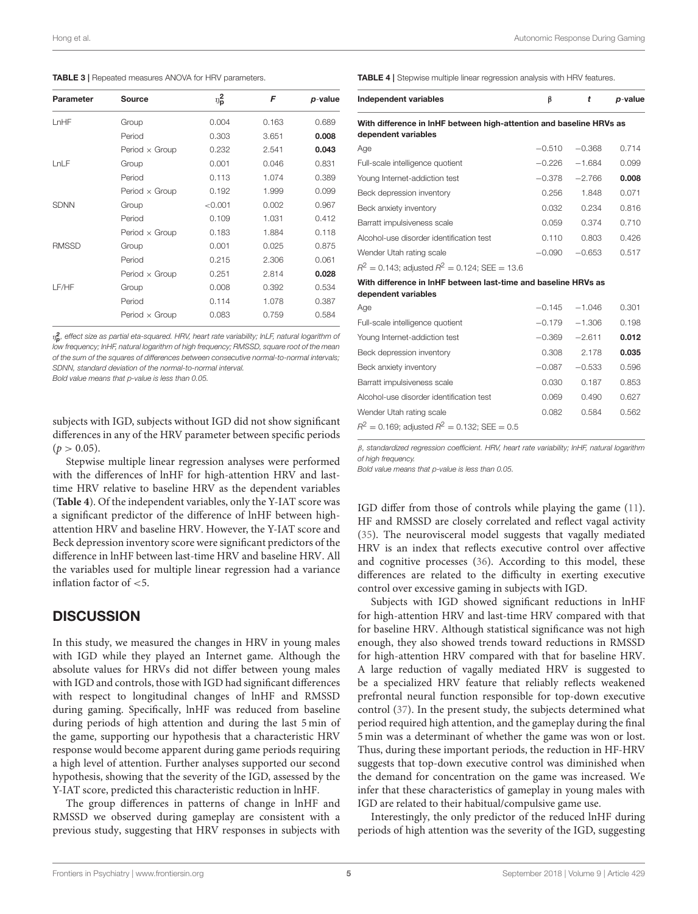**TABLE 3 |** Repeated measures ANOVA for HRV parameters.

| Parameter | Source | $\eta_p^2$ | *F* | *p*-value |
|---|---|---|---|---|
| LnHF | Group | 0.004 | 0.163 | 0.689 |
| | Period | 0.303 | 3.651 | **0.008** |
| | Period × Group | 0.232 | 2.541 | **0.043** |
| LnLF | Group | 0.001 | 0.046 | 0.831 |
| | Period | 0.113 | 1.074 | 0.389 |
| | Period × Group | 0.192 | 1.999 | 0.099 |
| SDNN | Group | <0.001 | 0.002 | 0.967 |
| | Period | 0.109 | 1.031 | 0.412 |
| | Period × Group | 0.183 | 1.884 | 0.118 |
| RMSSD | Group | 0.001 | 0.025 | 0.875 |
| | Period | 0.215 | 2.306 | 0.061 |
| | Period × Group | 0.251 | 2.814 | **0.028** |
| LF/HF | Group | 0.008 | 0.392 | 0.534 |
| | Period | 0.114 | 1.078 | 0.387 |
| | Period × Group | 0.083 | 0.759 | 0.584 |

*$\eta_p^2$, effect size as partial eta-squared. HRV, heart rate variability; lnLF, natural logarithm of low frequency; lnHF, natural logarithm of high frequency; RMSSD, square root of the mean of the sum of the squares of differences between consecutive normal-to-normal intervals; SDNN, standard deviation of the normal-to-normal interval.*
*Bold value means that p-value is less than 0.05.*

**TABLE 4 |** Stepwise multiple linear regression analysis with HRV features.

| Independent variables | β | *t* | *p*-value |
|---|---|---|---|
| **With difference in lnHF between high-attention and baseline HRVs as dependent variables** | | | |
| Age | −0.510 | −0.368 | 0.714 |
| Full-scale intelligence quotient | −0.226 | −1.684 | 0.099 |
| Young Internet-addiction test | −0.378 | −2.766 | **0.008** |
| Beck depression inventory | 0.256 | 1.848 | 0.071 |
| Beck anxiety inventory | 0.032 | 0.234 | 0.816 |
| Barratt impulsiveness scale | 0.059 | 0.374 | 0.710 |
| Alcohol-use disorder identification test | 0.110 | 0.803 | 0.426 |
| Wender Utah rating scale | −0.090 | −0.653 | 0.517 |
| $R^2 = 0.143$; adjusted $R^2 = 0.124$; SEE = 13.6 | | | |
| **With difference in lnHF between last-time and baseline HRVs as dependent variables** | | | |
| Age | −0.145 | −1.046 | 0.301 |
| Full-scale intelligence quotient | −0.179 | −1.306 | 0.198 |
| Young Internet-addiction test | −0.369 | −2.611 | **0.012** |
| Beck depression inventory | 0.308 | 2.178 | **0.035** |
| Beck anxiety inventory | −0.087 | −0.533 | 0.596 |
| Barratt impulsiveness scale | 0.030 | 0.187 | 0.853 |
| Alcohol-use disorder identification test | 0.069 | 0.490 | 0.627 |
| Wender Utah rating scale | 0.082 | 0.584 | 0.562 |
| $R^2 = 0.169$; adjusted $R^2 = 0.132$; SEE = 0.5 | | | |

*β, standardized regression coefficient. HRV, heart rate variability; lnHF, natural logarithm of high frequency.*
*Bold value means that p-value is less than 0.05.*

subjects with IGD, subjects without IGD did not show significant differences in any of the HRV parameter between specific periods ($p > 0.05$).

Stepwise multiple linear regression analyses were performed with the differences of lnHF for high-attention HRV and last-time HRV relative to baseline HRV as the dependent variables (**Table 4**). Of the independent variables, only the Y-IAT score was a significant predictor of the difference of lnHF between high-attention HRV and baseline HRV. However, the Y-IAT score and Beck depression inventory score were significant predictors of the difference in lnHF between last-time HRV and baseline HRV. All the variables used for multiple linear regression had a variance inflation factor of <5.

## DISCUSSION

In this study, we measured the changes in HRV in young males with IGD while they played an Internet game. Although the absolute values for HRVs did not differ between young males with IGD and controls, those with IGD had significant differences with respect to longitudinal changes of lnHF and RMSSD during gaming. Specifically, lnHF was reduced from baseline during periods of high attention and during the last 5 min of the game, supporting our hypothesis that a characteristic HRV response would become apparent during game periods requiring a high level of attention. Further analyses supported our second hypothesis, showing that the severity of the IGD, assessed by the Y-IAT score, predicted this characteristic reduction in lnHF.

The group differences in patterns of change in lnHF and RMSSD we observed during gameplay are consistent with a previous study, suggesting that HRV responses in subjects with IGD differ from those of controls while playing the game (11). HF and RMSSD are closely correlated and reflect vagal activity (35). The neurovisceral model suggests that vagally mediated HRV is an index that reflects executive control over affective and cognitive processes (36). According to this model, these differences are related to the difficulty in exerting executive control over excessive gaming in subjects with IGD.

Subjects with IGD showed significant reductions in lnHF for high-attention HRV and last-time HRV compared with that for baseline HRV. Although statistical significance was not high enough, they also showed trends toward reductions in RMSSD for high-attention HRV compared with that for baseline HRV. A large reduction of vagally mediated HRV is suggested to be a specialized HRV feature that reliably reflects weakened prefrontal neural function responsible for top-down executive control (37). In the present study, the subjects determined what period required high attention, and the gameplay during the final 5 min was a determinant of whether the game was won or lost. Thus, during these important periods, the reduction in HF-HRV suggests that top-down executive control was diminished when the demand for concentration on the game was increased. We infer that these characteristics of gameplay in young males with IGD are related to their habitual/compulsive game use.

Interestingly, the only predictor of the reduced lnHF during periods of high attention was the severity of the IGD, suggesting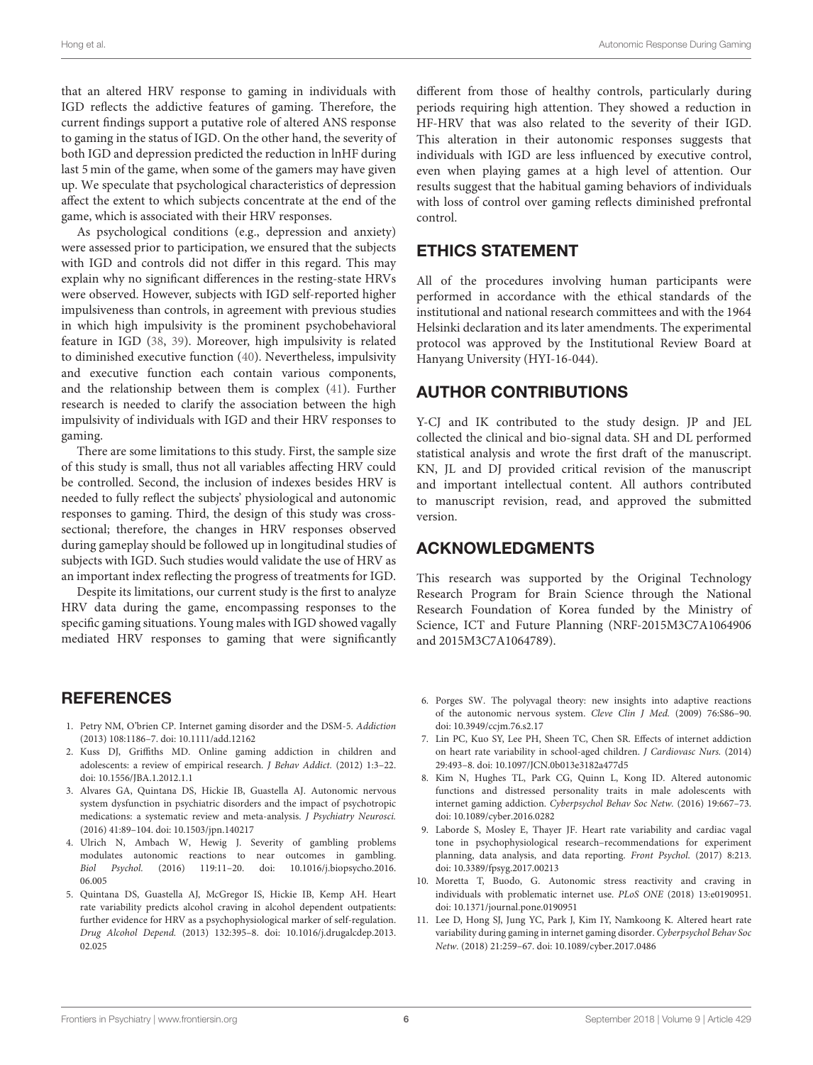that an altered HRV response to gaming in individuals with IGD reflects the addictive features of gaming. Therefore, the current findings support a putative role of altered ANS response to gaming in the status of IGD. On the other hand, the severity of both IGD and depression predicted the reduction in lnHF during last 5 min of the game, when some of the gamers may have given up. We speculate that psychological characteristics of depression affect the extent to which subjects concentrate at the end of the game, which is associated with their HRV responses.

As psychological conditions (e.g., depression and anxiety) were assessed prior to participation, we ensured that the subjects with IGD and controls did not differ in this regard. This may explain why no significant differences in the resting-state HRVs were observed. However, subjects with IGD self-reported higher impulsiveness than controls, in agreement with previous studies in which high impulsivity is the prominent psychobehavioral feature in IGD (38, 39). Moreover, high impulsivity is related to diminished executive function (40). Nevertheless, impulsivity and executive function each contain various components, and the relationship between them is complex (41). Further research is needed to clarify the association between the high impulsivity of individuals with IGD and their HRV responses to gaming.

There are some limitations to this study. First, the sample size of this study is small, thus not all variables affecting HRV could be controlled. Second, the inclusion of indexes besides HRV is needed to fully reflect the subjects' physiological and autonomic responses to gaming. Third, the design of this study was cross-sectional; therefore, the changes in HRV responses observed during gameplay should be followed up in longitudinal studies of subjects with IGD. Such studies would validate the use of HRV as an important index reflecting the progress of treatments for IGD.

Despite its limitations, our current study is the first to analyze HRV data during the game, encompassing responses to the specific gaming situations. Young males with IGD showed vagally mediated HRV responses to gaming that were significantly different from those of healthy controls, particularly during periods requiring high attention. They showed a reduction in HF-HRV that was also related to the severity of their IGD. This alteration in their autonomic responses suggests that individuals with IGD are less influenced by executive control, even when playing games at a high level of attention. Our results suggest that the habitual gaming behaviors of individuals with loss of control over gaming reflects diminished prefrontal control.

## ETHICS STATEMENT

All of the procedures involving human participants were performed in accordance with the ethical standards of the institutional and national research committees and with the 1964 Helsinki declaration and its later amendments. The experimental protocol was approved by the Institutional Review Board at Hanyang University (HYI-16-044).

## AUTHOR CONTRIBUTIONS

Y-CJ and IK contributed to the study design. JP and JEL collected the clinical and bio-signal data. SH and DL performed statistical analysis and wrote the first draft of the manuscript. KN, JL and DJ provided critical revision of the manuscript and important intellectual content. All authors contributed to manuscript revision, read, and approved the submitted version.

## ACKNOWLEDGMENTS

This research was supported by the Original Technology Research Program for Brain Science through the National Research Foundation of Korea funded by the Ministry of Science, ICT and Future Planning (NRF-2015M3C7A1064906 and 2015M3C7A1064789).

## REFERENCES

1. Petry NM, O'brien CP. Internet gaming disorder and the DSM-5. *Addiction* (2013) 108:1186–7. doi: 10.1111/add.12162
2. Kuss DJ, Griffiths MD. Online gaming addiction in children and adolescents: a review of empirical research. *J Behav Addict.* (2012) 1:3–22. doi: 10.1556/JBA.1.2012.1.1
3. Alvares GA, Quintana DS, Hickie IB, Guastella AJ. Autonomic nervous system dysfunction in psychiatric disorders and the impact of psychotropic medications: a systematic review and meta-analysis. *J Psychiatry Neurosci.* (2016) 41:89–104. doi: 10.1503/jpn.140217
4. Ulrich N, Ambach W, Hewig J. Severity of gambling problems modulates autonomic reactions to near outcomes in gambling. *Biol Psychol.* (2016) 119:11–20. doi: 10.1016/j.biopsycho.2016.06.005
5. Quintana DS, Guastella AJ, McGregor IS, Hickie IB, Kemp AH. Heart rate variability predicts alcohol craving in alcohol dependent outpatients: further evidence for HRV as a psychophysiological marker of self-regulation. *Drug Alcohol Depend.* (2013) 132:395–8. doi: 10.1016/j.drugalcdep.2013.02.025
6. Porges SW. The polyvagal theory: new insights into adaptive reactions of the autonomic nervous system. *Cleve Clin J Med.* (2009) 76:S86–90. doi: 10.3949/ccjm.76.s2.17
7. Lin PC, Kuo SY, Lee PH, Sheen TC, Chen SR. Effects of internet addiction on heart rate variability in school-aged children. *J Cardiovasc Nurs.* (2014) 29:493–8. doi: 10.1097/JCN.0b013e3182a477d5
8. Kim N, Hughes TL, Park CG, Quinn L, Kong ID. Altered autonomic functions and distressed personality traits in male adolescents with internet gaming addiction. *Cyberpsychol Behav Soc Netw.* (2016) 19:667–73. doi: 10.1089/cyber.2016.0282
9. Laborde S, Mosley E, Thayer JF. Heart rate variability and cardiac vagal tone in psychophysiological research–recommendations for experiment planning, data analysis, and data reporting. *Front Psychol.* (2017) 8:213. doi: 10.3389/fpsyg.2017.00213
10. Moretta T, Buodo, G. Autonomic stress reactivity and craving in individuals with problematic internet use. *PLoS ONE* (2018) 13:e0190951. doi: 10.1371/journal.pone.0190951
11. Lee D, Hong SJ, Jung YC, Park J, Kim IY, Namkoong K. Altered heart rate variability during gaming in internet gaming disorder. *Cyberpsychol Behav Soc Netw.* (2018) 21:259–67. doi: 10.1089/cyber.2017.0486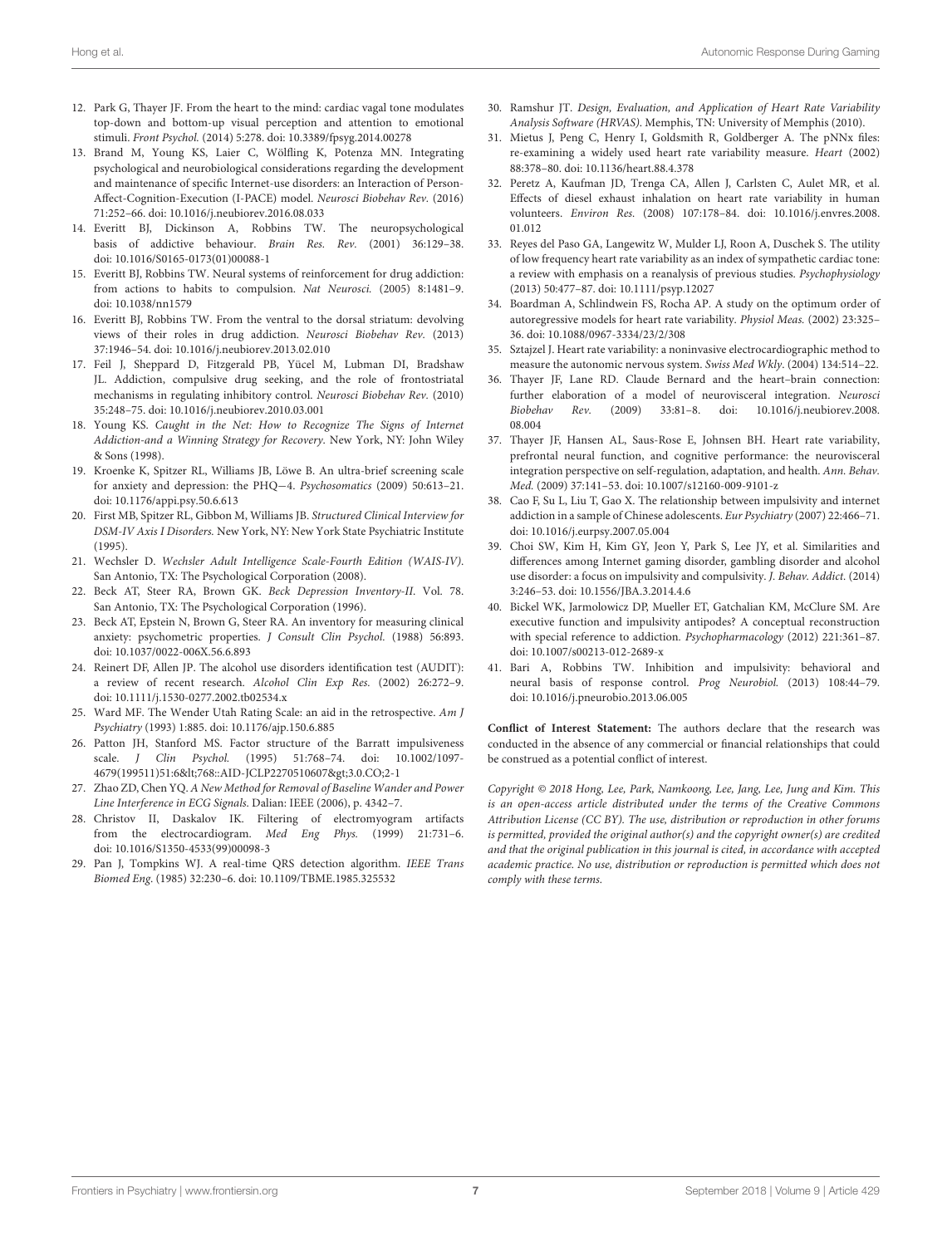12. Park G, Thayer JF. From the heart to the mind: cardiac vagal tone modulates top-down and bottom-up visual perception and attention to emotional stimuli. *Front Psychol.* (2014) 5:278. doi: 10.3389/fpsyg.2014.00278
13. Brand M, Young KS, Laier C, Wölfling K, Potenza MN. Integrating psychological and neurobiological considerations regarding the development and maintenance of specific Internet-use disorders: an Interaction of Person-Affect-Cognition-Execution (I-PACE) model. *Neurosci Biobehav Rev.* (2016) 71:252–66. doi: 10.1016/j.neubiorev.2016.08.033
14. Everitt BJ, Dickinson A, Robbins TW. The neuropsychological basis of addictive behaviour. *Brain Res. Rev.* (2001) 36:129–38. doi: 10.1016/S0165-0173(01)00088-1
15. Everitt BJ, Robbins TW. Neural systems of reinforcement for drug addiction: from actions to habits to compulsion. *Nat Neurosci.* (2005) 8:1481–9. doi: 10.1038/nn1579
16. Everitt BJ, Robbins TW. From the ventral to the dorsal striatum: devolving views of their roles in drug addiction. *Neurosci Biobehav Rev.* (2013) 37:1946–54. doi: 10.1016/j.neubiorev.2013.02.010
17. Feil J, Sheppard D, Fitzgerald PB, Yücel M, Lubman DI, Bradshaw JL. Addiction, compulsive drug seeking, and the role of frontostriatal mechanisms in regulating inhibitory control. *Neurosci Biobehav Rev.* (2010) 35:248–75. doi: 10.1016/j.neubiorev.2010.03.001
18. Young KS. *Caught in the Net: How to Recognize The Signs of Internet Addiction-and a Winning Strategy for Recovery*. New York, NY: John Wiley & Sons (1998).
19. Kroenke K, Spitzer RL, Williams JB, Löwe B. An ultra-brief screening scale for anxiety and depression: the PHQ−4. *Psychosomatics* (2009) 50:613–21. doi: 10.1176/appi.psy.50.6.613
20. First MB, Spitzer RL, Gibbon M, Williams JB. *Structured Clinical Interview for DSM-IV Axis I Disorders.* New York, NY: New York State Psychiatric Institute (1995).
21. Wechsler D. *Wechsler Adult Intelligence Scale-Fourth Edition (WAIS-IV)*. San Antonio, TX: The Psychological Corporation (2008).
22. Beck AT, Steer RA, Brown GK. *Beck Depression Inventory-II*. Vol. 78. San Antonio, TX: The Psychological Corporation (1996).
23. Beck AT, Epstein N, Brown G, Steer RA. An inventory for measuring clinical anxiety: psychometric properties. *J Consult Clin Psychol.* (1988) 56:893. doi: 10.1037/0022-006X.56.6.893
24. Reinert DF, Allen JP. The alcohol use disorders identification test (AUDIT): a review of recent research. *Alcohol Clin Exp Res.* (2002) 26:272–9. doi: 10.1111/j.1530-0277.2002.tb02534.x
25. Ward MF. The Wender Utah Rating Scale: an aid in the retrospective. *Am J Psychiatry* (1993) 1:885. doi: 10.1176/ajp.150.6.885
26. Patton JH, Stanford MS. Factor structure of the Barratt impulsiveness scale. *J Clin Psychol.* (1995) 51:768–74. doi: 10.1002/1097-4679(199511)51:6&lt;768::AID-JCLP2270510607&gt;3.0.CO;2-1
27. Zhao ZD, Chen YQ. *A New Method for Removal of Baseline Wander and Power Line Interference in ECG Signals*. Dalian: IEEE (2006), p. 4342–7.
28. Christov II, Daskalov IK. Filtering of electromyogram artifacts from the electrocardiogram. *Med Eng Phys.* (1999) 21:731–6. doi: 10.1016/S1350-4533(99)00098-3
29. Pan J, Tompkins WJ. A real-time QRS detection algorithm. *IEEE Trans Biomed Eng*. (1985) 32:230–6. doi: 10.1109/TBME.1985.325532
30. Ramshur JT. *Design, Evaluation, and Application of Heart Rate Variability Analysis Software (HRVAS)*. Memphis, TN: University of Memphis (2010).
31. Mietus J, Peng C, Henry I, Goldsmith R, Goldberger A. The pNNx files: re-examining a widely used heart rate variability measure. *Heart* (2002) 88:378–80. doi: 10.1136/heart.88.4.378
32. Peretz A, Kaufman JD, Trenga CA, Allen J, Carlsten C, Aulet MR, et al. Effects of diesel exhaust inhalation on heart rate variability in human volunteers. *Environ Res.* (2008) 107:178–84. doi: 10.1016/j.envres.2008.01.012
33. Reyes del Paso GA, Langewitz W, Mulder LJ, Roon A, Duschek S. The utility of low frequency heart rate variability as an index of sympathetic cardiac tone: a review with emphasis on a reanalysis of previous studies. *Psychophysiology* (2013) 50:477–87. doi: 10.1111/psyp.12027
34. Boardman A, Schlindwein FS, Rocha AP. A study on the optimum order of autoregressive models for heart rate variability. *Physiol Meas.* (2002) 23:325–36. doi: 10.1088/0967-3334/23/2/308
35. Sztajzel J. Heart rate variability: a noninvasive electrocardiographic method to measure the autonomic nervous system. *Swiss Med Wkly*. (2004) 134:514–22.
36. Thayer JF, Lane RD. Claude Bernard and the heart–brain connection: further elaboration of a model of neurovisceral integration. *Neurosci Biobehav Rev.* (2009) 33:81–8. doi: 10.1016/j.neubiorev.2008.08.004
37. Thayer JF, Hansen AL, Saus-Rose E, Johnsen BH. Heart rate variability, prefrontal neural function, and cognitive performance: the neurovisceral integration perspective on self-regulation, adaptation, and health. *Ann. Behav. Med.* (2009) 37:141–53. doi: 10.1007/s12160-009-9101-z
38. Cao F, Su L, Liu T, Gao X. The relationship between impulsivity and internet addiction in a sample of Chinese adolescents. *Eur Psychiatry* (2007) 22:466–71. doi: 10.1016/j.eurpsy.2007.05.004
39. Choi SW, Kim H, Kim GY, Jeon Y, Park S, Lee JY, et al. Similarities and differences among Internet gaming disorder, gambling disorder and alcohol use disorder: a focus on impulsivity and compulsivity. *J. Behav. Addict.* (2014) 3:246–53. doi: 10.1556/JBA.3.2014.4.6
40. Bickel WK, Jarmolowicz DP, Mueller ET, Gatchalian KM, McClure SM. Are executive function and impulsivity antipodes? A conceptual reconstruction with special reference to addiction. *Psychopharmacology* (2012) 221:361–87. doi: 10.1007/s00213-012-2689-x
41. Bari A, Robbins TW. Inhibition and impulsivity: behavioral and neural basis of response control. *Prog Neurobiol.* (2013) 108:44–79. doi: 10.1016/j.pneurobio.2013.06.005

**Conflict of Interest Statement:** The authors declare that the research was conducted in the absence of any commercial or financial relationships that could be construed as a potential conflict of interest.

*Copyright © 2018 Hong, Lee, Park, Namkoong, Lee, Jang, Lee, Jung and Kim. This is an open-access article distributed under the terms of the Creative Commons Attribution License (CC BY). The use, distribution or reproduction in other forums is permitted, provided the original author(s) and the copyright owner(s) are credited and that the original publication in this journal is cited, in accordance with accepted academic practice. No use, distribution or reproduction is permitted which does not comply with these terms.*